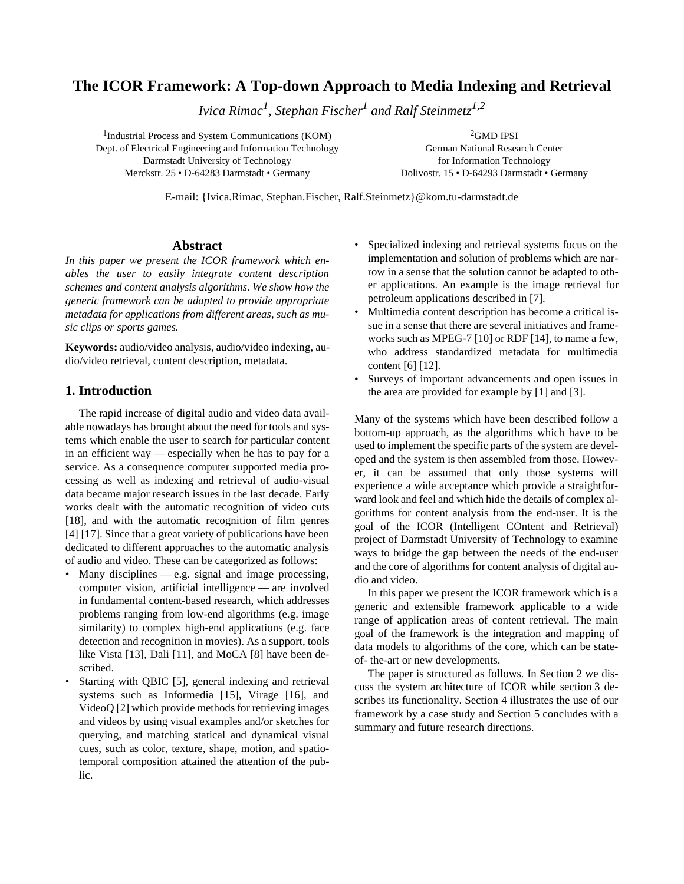# The ICOR Framework: A Top-down Approach to Media Indexing and Retrieval

*Ivica Rimac[1], Stephan Fischer[1] and Ralf Steinmetz[1,2]*

[1]Industrial Process and System Communications (KOM)
Dept. of Electrical Engineering and Information Technology
Darmstadt University of Technology
Merckstr. 25 • D-64283 Darmstadt • Germany

[2]GMD IPSI
German National Research Center
for Information Technology
Dolivostr. 15 • D-64293 Darmstadt • Germany

E-mail: {Ivica.Rimac, Stephan.Fischer, Ralf.Steinmetz}@kom.tu-darmstadt.de

## Abstract

*In this paper we present the ICOR framework which enables the user to easily integrate content description schemes and content analysis algorithms. We show how the generic framework can be adapted to provide appropriate metadata for applications from different areas, such as music clips or sports games.*

**Keywords:** audio/video analysis, audio/video indexing, audio/video retrieval, content description, metadata.

## 1. Introduction

The rapid increase of digital audio and video data available nowadays has brought about the need for tools and systems which enable the user to search for particular content in an efficient way — especially when he has to pay for a service. As a consequence computer supported media processing as well as indexing and retrieval of audio-visual data became major research issues in the last decade. Early works dealt with the automatic recognition of video cuts [18], and with the automatic recognition of film genres [4] [17]. Since that a great variety of publications have been dedicated to different approaches to the automatic analysis of audio and video. These can be categorized as follows:

- Many disciplines — e.g. signal and image processing, computer vision, artificial intelligence — are involved in fundamental content-based research, which addresses problems ranging from low-end algorithms (e.g. image similarity) to complex high-end applications (e.g. face detection and recognition in movies). As a support, tools like Vista [13], Dali [11], and MoCA [8] have been described.
- Starting with QBIC [5], general indexing and retrieval systems such as Informedia [15], Virage [16], and VideoQ [2] which provide methods for retrieving images and videos by using visual examples and/or sketches for querying, and matching statical and dynamical visual cues, such as color, texture, shape, motion, and spatio-temporal composition attained the attention of the public.
- Specialized indexing and retrieval systems focus on the implementation and solution of problems which are narrow in a sense that the solution cannot be adapted to other applications. An example is the image retrieval for petroleum applications described in [7].
- Multimedia content description has become a critical issue in a sense that there are several initiatives and frameworks such as MPEG-7 [10] or RDF [14], to name a few, who address standardized metadata for multimedia content [6] [12].
- Surveys of important advancements and open issues in the area are provided for example by [1] and [3].

Many of the systems which have been described follow a bottom-up approach, as the algorithms which have to be used to implement the specific parts of the system are developed and the system is then assembled from those. However, it can be assumed that only those systems will experience a wide acceptance which provide a straightforward look and feel and which hide the details of complex algorithms for content analysis from the end-user. It is the goal of the ICOR (Intelligent COntent and Retrieval) project of Darmstadt University of Technology to examine ways to bridge the gap between the needs of the end-user and the core of algorithms for content analysis of digital audio and video.

In this paper we present the ICOR framework which is a generic and extensible framework applicable to a wide range of application areas of content retrieval. The main goal of the framework is the integration and mapping of data models to algorithms of the core, which can be state-of- the-art or new developments.

The paper is structured as follows. In Section 2 we discuss the system architecture of ICOR while section 3 describes its functionality. Section 4 illustrates the use of our framework by a case study and Section 5 concludes with a summary and future research directions.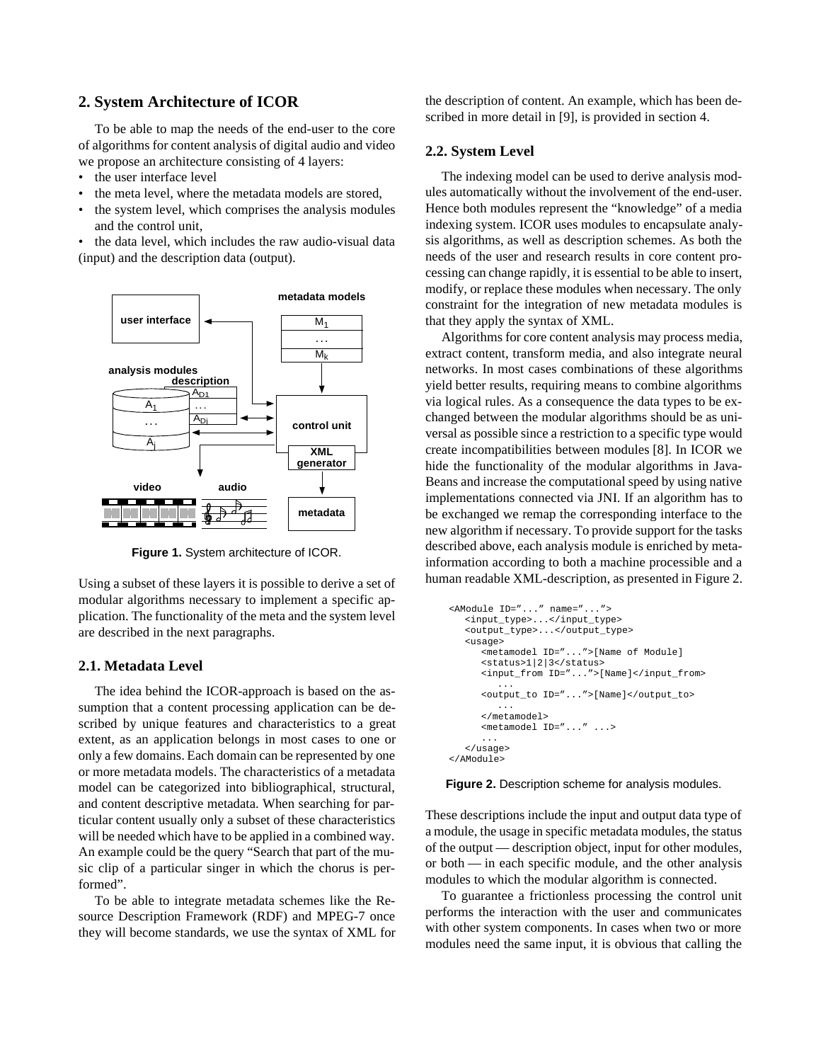## 2. System Architecture of ICOR

To be able to map the needs of the end-user to the core of algorithms for content analysis of digital audio and video we propose an architecture consisting of 4 layers:

- the user interface level
- the meta level, where the metadata models are stored,
- the system level, which comprises the analysis modules and the control unit,
- the data level, which includes the raw audio-visual data (input) and the description data (output).

user interface

metadata models

$M_1$

...

$M_K$

analysis modules

description

$A_{D1}$

...

$A_{Di}$

$A_1$

...

$A_j$

control unit

XML generator

video

audio

metadata

**Figure 1.** System architecture of ICOR.

Using a subset of these layers it is possible to derive a set of modular algorithms necessary to implement a specific application. The functionality of the meta and the system level are described in the next paragraphs.

### 2.1. Metadata Level

The idea behind the ICOR-approach is based on the assumption that a content processing application can be described by unique features and characteristics to a great extent, as an application belongs in most cases to one or only a few domains. Each domain can be represented by one or more metadata models. The characteristics of a metadata model can be categorized into bibliographical, structural, and content descriptive metadata. When searching for particular content usually only a subset of these characteristics will be needed which have to be applied in a combined way. An example could be the query "Search that part of the music clip of a particular singer in which the chorus is performed".

To be able to integrate metadata schemes like the Resource Description Framework (RDF) and MPEG-7 once they will become standards, we use the syntax of XML for the description of content. An example, which has been described in more detail in [9], is provided in section 4.

### 2.2. System Level

The indexing model can be used to derive analysis modules automatically without the involvement of the end-user. Hence both modules represent the "knowledge" of a media indexing system. ICOR uses modules to encapsulate analysis algorithms, as well as description schemes. As both the needs of the user and research results in core content processing can change rapidly, it is essential to be able to insert, modify, or replace these modules when necessary. The only constraint for the integration of new metadata modules is that they apply the syntax of XML.

Algorithms for core content analysis may process media, extract content, transform media, and also integrate neural networks. In most cases combinations of these algorithms yield better results, requiring means to combine algorithms via logical rules. As a consequence the data types to be exchanged between the modular algorithms should be as universal as possible since a restriction to a specific type would create incompatibilities between modules [8]. In ICOR we hide the functionality of the modular algorithms in JavaBeans and increase the computational speed by using native implementations connected via JNI. If an algorithm has to be exchanged we remap the corresponding interface to the new algorithm if necessary. To provide support for the tasks described above, each analysis module is enriched by meta-information according to both a machine processible and a human readable XML-description, as presented in Figure 2.

```
<AModule ID=”...” name=”...”>
   <input_type>...</input_type>
   <output_type>...</output_type>
   <usage>
      <metamodel ID=”...”>[Name of Module]
      <status>1|2|3</status>
      <input_from ID=”...”>[Name]</input_from>
         ...
      <output_to ID=”...”>[Name]</output_to>
         ...
      </metamodel>
      <metamodel ID=”...” ...>
      ...
   </usage>
</AModule>
```

**Figure 2.** Description scheme for analysis modules.

These descriptions include the input and output data type of a module, the usage in specific metadata modules, the status of the output — description object, input for other modules, or both — in each specific module, and the other analysis modules to which the modular algorithm is connected.

To guarantee a frictionless processing the control unit performs the interaction with the user and communicates with other system components. In cases when two or more modules need the same input, it is obvious that calling the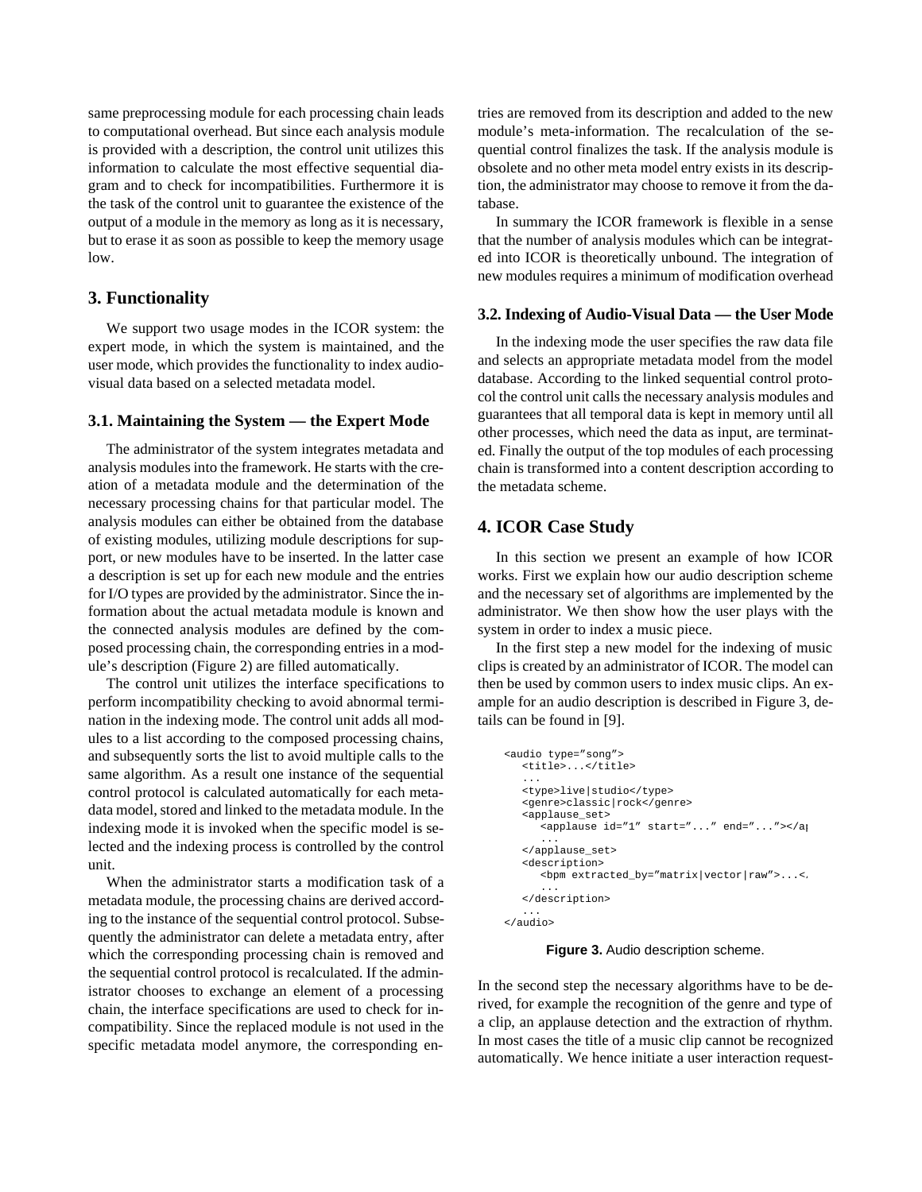same preprocessing module for each processing chain leads to computational overhead. But since each analysis module is provided with a description, the control unit utilizes this information to calculate the most effective sequential diagram and to check for incompatibilities. Furthermore it is the task of the control unit to guarantee the existence of the output of a module in the memory as long as it is necessary, but to erase it as soon as possible to keep the memory usage low.

## 3. Functionality

We support two usage modes in the ICOR system: the expert mode, in which the system is maintained, and the user mode, which provides the functionality to index audio-visual data based on a selected metadata model.

### 3.1. Maintaining the System — the Expert Mode

The administrator of the system integrates metadata and analysis modules into the framework. He starts with the creation of a metadata module and the determination of the necessary processing chains for that particular model. The analysis modules can either be obtained from the database of existing modules, utilizing module descriptions for support, or new modules have to be inserted. In the latter case a description is set up for each new module and the entries for I/O types are provided by the administrator. Since the information about the actual metadata module is known and the connected analysis modules are defined by the composed processing chain, the corresponding entries in a module's description (Figure 2) are filled automatically.

The control unit utilizes the interface specifications to perform incompatibility checking to avoid abnormal termination in the indexing mode. The control unit adds all modules to a list according to the composed processing chains, and subsequently sorts the list to avoid multiple calls to the same algorithm. As a result one instance of the sequential control protocol is calculated automatically for each metadata model, stored and linked to the metadata module. In the indexing mode it is invoked when the specific model is selected and the indexing process is controlled by the control unit.

When the administrator starts a modification task of a metadata module, the processing chains are derived according to the instance of the sequential control protocol. Subsequently the administrator can delete a metadata entry, after which the corresponding processing chain is removed and the sequential control protocol is recalculated. If the administrator chooses to exchange an element of a processing chain, the interface specifications are used to check for incompatibility. Since the replaced module is not used in the specific metadata model anymore, the corresponding entries are removed from its description and added to the new module's meta-information. The recalculation of the sequential control finalizes the task. If the analysis module is obsolete and no other meta model entry exists in its description, the administrator may choose to remove it from the database.

In summary the ICOR framework is flexible in a sense that the number of analysis modules which can be integrated into ICOR is theoretically unbound. The integration of new modules requires a minimum of modification overhead

### 3.2. Indexing of Audio-Visual Data — the User Mode

In the indexing mode the user specifies the raw data file and selects an appropriate metadata model from the model database. According to the linked sequential control protocol the control unit calls the necessary analysis modules and guarantees that all temporal data is kept in memory until all other processes, which need the data as input, are terminated. Finally the output of the top modules of each processing chain is transformed into a content description according to the metadata scheme.

## 4. ICOR Case Study

In this section we present an example of how ICOR works. First we explain how our audio description scheme and the necessary set of algorithms are implemented by the administrator. We then show how the user plays with the system in order to index a music piece.

In the first step a new model for the indexing of music clips is created by an administrator of ICOR. The model can then be used by common users to index music clips. An example for an audio description is described in Figure 3, details can be found in [9].

```
<audio type="song">
   <title>...</title>
   ...
   <type>live|studio</type>
   <genre>classic|rock</genre>
   <applause_set>
      <applause id="1" start="..." end="..."></a
      ...
   </applause_set>
   <description>
      <bpm extracted_by="matrix|vector|raw">...<
      ...
   </description>
   ...
</audio>
```

**Figure 3.** Audio description scheme.

In the second step the necessary algorithms have to be derived, for example the recognition of the genre and type of a clip, an applause detection and the extraction of rhythm. In most cases the title of a music clip cannot be recognized automatically. We hence initiate a user interaction request-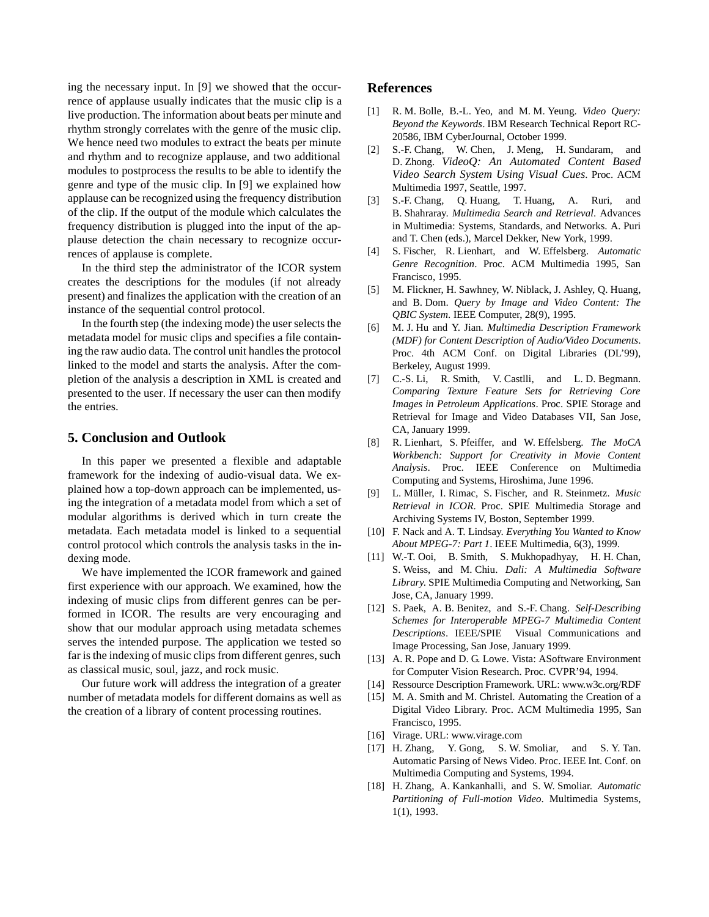ing the necessary input. In [9] we showed that the occurrence of applause usually indicates that the music clip is a live production. The information about beats per minute and rhythm strongly correlates with the genre of the music clip. We hence need two modules to extract the beats per minute and rhythm and to recognize applause, and two additional modules to postprocess the results to be able to identify the genre and type of the music clip. In [9] we explained how applause can be recognized using the frequency distribution of the clip. If the output of the module which calculates the frequency distribution is plugged into the input of the applause detection the chain necessary to recognize occurrences of applause is complete.

In the third step the administrator of the ICOR system creates the descriptions for the modules (if not already present) and finalizes the application with the creation of an instance of the sequential control protocol.

In the fourth step (the indexing mode) the user selects the metadata model for music clips and specifies a file containing the raw audio data. The control unit handles the protocol linked to the model and starts the analysis. After the completion of the analysis a description in XML is created and presented to the user. If necessary the user can then modify the entries.

## 5. Conclusion and Outlook

In this paper we presented a flexible and adaptable framework for the indexing of audio-visual data. We explained how a top-down approach can be implemented, using the integration of a metadata model from which a set of modular algorithms is derived which in turn create the metadata. Each metadata model is linked to a sequential control protocol which controls the analysis tasks in the indexing mode.

We have implemented the ICOR framework and gained first experience with our approach. We examined, how the indexing of music clips from different genres can be performed in ICOR. The results are very encouraging and show that our modular approach using metadata schemes serves the intended purpose. The application we tested so far is the indexing of music clips from different genres, such as classical music, soul, jazz, and rock music.

Our future work will address the integration of a greater number of metadata models for different domains as well as the creation of a library of content processing routines.

## References

[1] R. M. Bolle, B.-L. Yeo, and M. M. Yeung. *Video Query: Beyond the Keywords*. IBM Research Technical Report RC-20586, IBM CyberJournal, October 1999.

[2] S.-F. Chang, W. Chen, J. Meng, H. Sundaram, and D. Zhong. *VideoQ: An Automated Content Based Video Search System Using Visual Cues*. Proc. ACM Multimedia 1997, Seattle, 1997.

[3] S.-F. Chang, Q. Huang, T. Huang, A. Ruri, and B. Shahraray. *Multimedia Search and Retrieval*. Advances in Multimedia: Systems, Standards, and Networks. A. Puri and T. Chen (eds.), Marcel Dekker, New York, 1999.

[4] S. Fischer, R. Lienhart, and W. Effelsberg. *Automatic Genre Recognition*. Proc. ACM Multimedia 1995, San Francisco, 1995.

[5] M. Flickner, H. Sawhney, W. Niblack, J. Ashley, Q. Huang, and B. Dom. *Query by Image and Video Content: The QBIC System*. IEEE Computer, 28(9), 1995.

[6] M. J. Hu and Y. Jian. *Multimedia Description Framework (MDF) for Content Description of Audio/Video Documents*. Proc. 4th ACM Conf. on Digital Libraries (DL'99), Berkeley, August 1999.

[7] C.-S. Li, R. Smith, V. Castlli, and L. D. Begmann. *Comparing Texture Feature Sets for Retrieving Core Images in Petroleum Applications*. Proc. SPIE Storage and Retrieval for Image and Video Databases VII, San Jose, CA, January 1999.

[8] R. Lienhart, S. Pfeiffer, and W. Effelsberg. *The MoCA Workbench: Support for Creativity in Movie Content Analysis*. Proc. IEEE Conference on Multimedia Computing and Systems, Hiroshima, June 1996.

[9] L. Müller, I. Rimac, S. Fischer, and R. Steinmetz. *Music Retrieval in ICOR*. Proc. SPIE Multimedia Storage and Archiving Systems IV, Boston, September 1999.

[10] F. Nack and A. T. Lindsay. *Everything You Wanted to Know About MPEG-7: Part 1*. IEEE Multimedia, 6(3), 1999.

[11] W.-T. Ooi, B. Smith, S. Mukhopadhyay, H. H. Chan, S. Weiss, and M. Chiu. *Dali: A Multimedia Software Library.* SPIE Multimedia Computing and Networking, San Jose, CA, January 1999.

[12] S. Paek, A. B. Benitez, and S.-F. Chang. *Self-Describing Schemes for Interoperable MPEG-7 Multimedia Content Descriptions*. IEEE/SPIE Visual Communications and Image Processing, San Jose, January 1999.

[13] A. R. Pope and D. G. Lowe. Vista: ASoftware Environment for Computer Vision Research. Proc. CVPR'94, 1994.

[14] Ressource Description Framework. URL: www.w3c.org/RDF

[15] M. A. Smith and M. Christel. Automating the Creation of a Digital Video Library. Proc. ACM Multimedia 1995, San Francisco, 1995.

[16] Virage. URL: www.virage.com

[17] H. Zhang, Y. Gong, S. W. Smoliar, and S. Y. Tan. Automatic Parsing of News Video. Proc. IEEE Int. Conf. on Multimedia Computing and Systems, 1994.

[18] H. Zhang, A. Kankanhalli, and S. W. Smoliar. *Automatic Partitioning of Full-motion Video*. Multimedia Systems, 1(1), 1993.